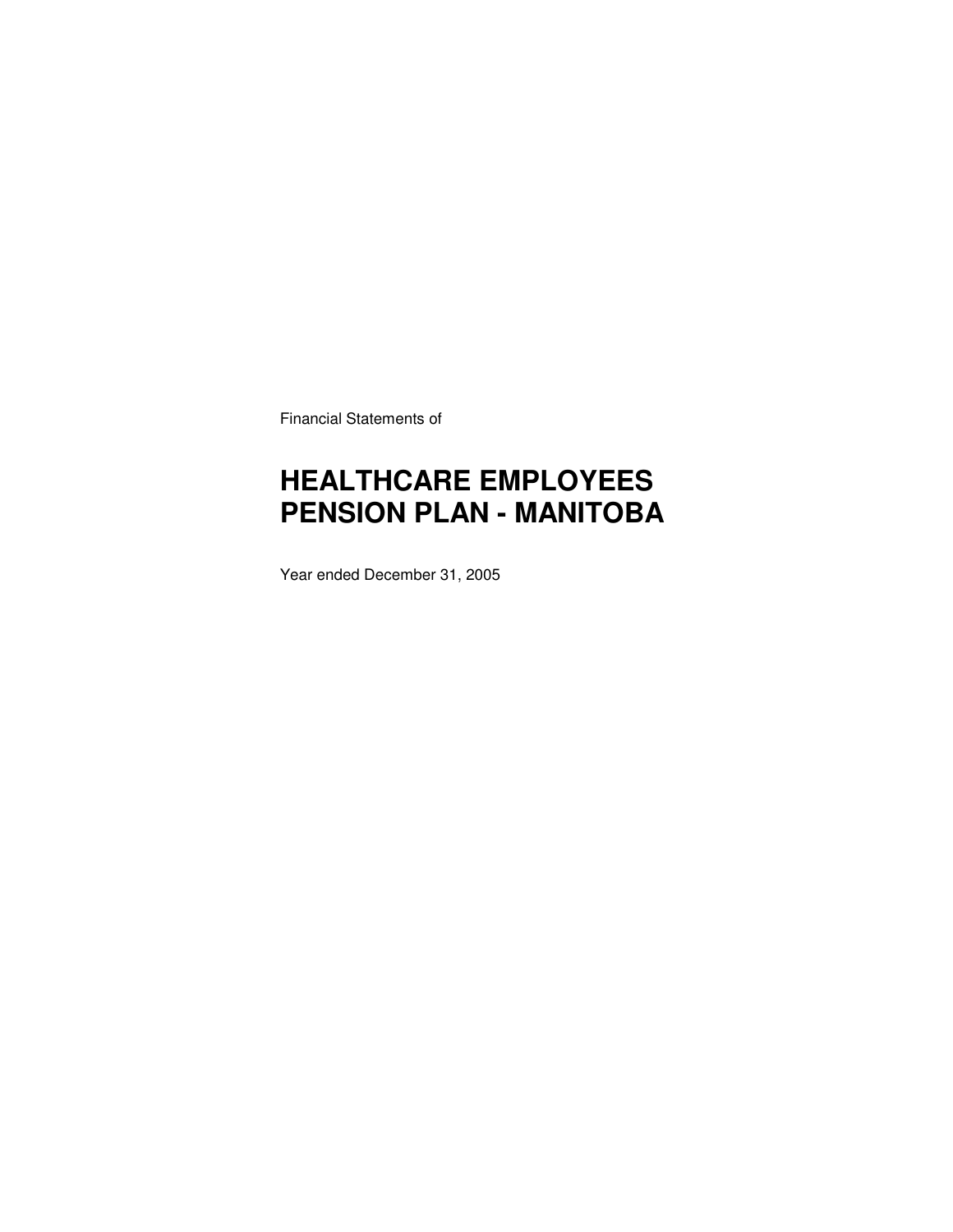Financial Statements of

# HEALTHCARE EMPLOYEES PENSION PLAN - MANITOBA

Year ended December 31, 2005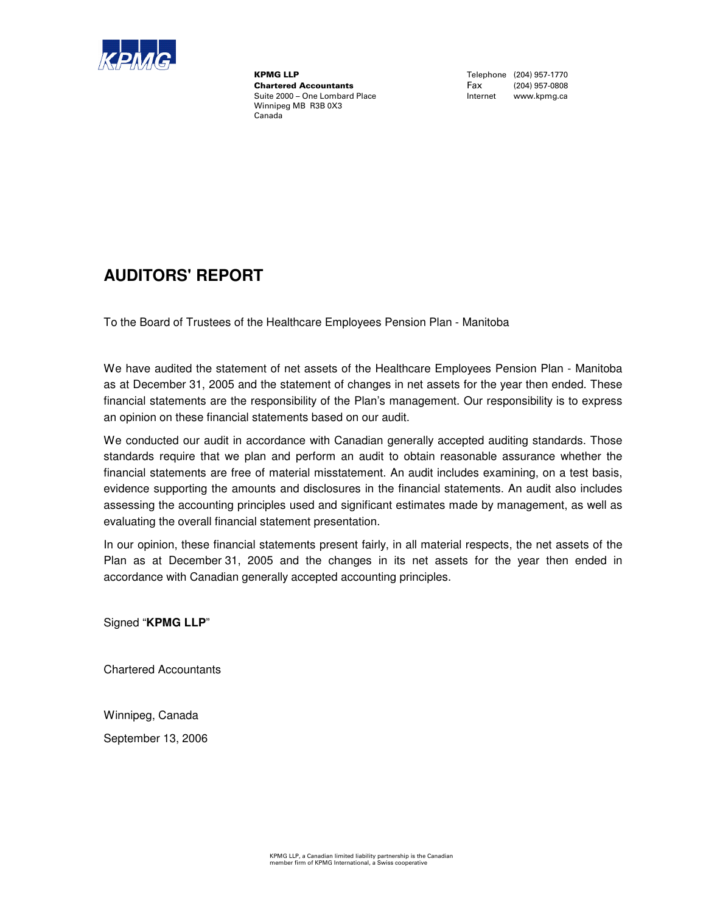KPMG

**KPMG LLP**
**Chartered Accountants**
Suite 2000 – One Lombard Place
Winnipeg MB R3B 0X3
Canada

Telephone (204) 957-1770
Fax (204) 957-0808
Internet www.kpmg.ca

# AUDITORS' REPORT

To the Board of Trustees of the Healthcare Employees Pension Plan - Manitoba

We have audited the statement of net assets of the Healthcare Employees Pension Plan - Manitoba as at December 31, 2005 and the statement of changes in net assets for the year then ended. These financial statements are the responsibility of the Plan's management. Our responsibility is to express an opinion on these financial statements based on our audit.

We conducted our audit in accordance with Canadian generally accepted auditing standards. Those standards require that we plan and perform an audit to obtain reasonable assurance whether the financial statements are free of material misstatement. An audit includes examining, on a test basis, evidence supporting the amounts and disclosures in the financial statements. An audit also includes assessing the accounting principles used and significant estimates made by management, as well as evaluating the overall financial statement presentation.

In our opinion, these financial statements present fairly, in all material respects, the net assets of the Plan as at December 31, 2005 and the changes in its net assets for the year then ended in accordance with Canadian generally accepted accounting principles.

Signed "**KPMG LLP**"

Chartered Accountants

Winnipeg, Canada

September 13, 2006

KPMG LLP, a Canadian limited liability partnership is the Canadian member firm of KPMG International, a Swiss cooperative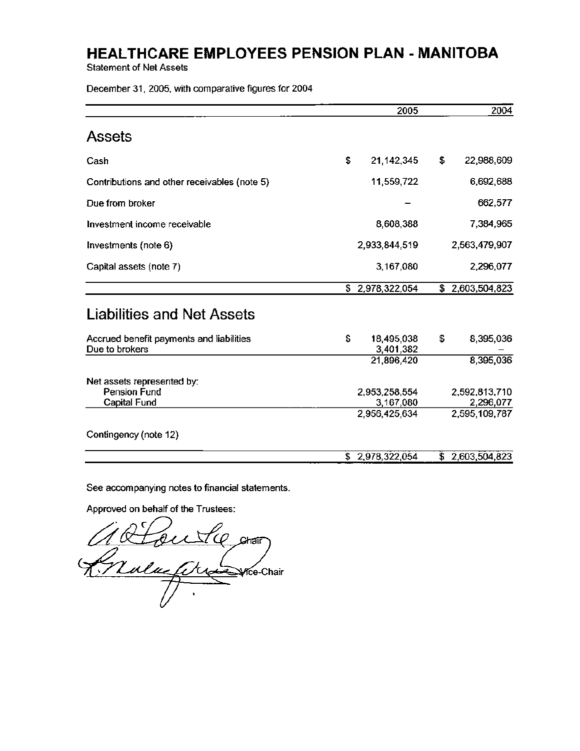# HEALTHCARE EMPLOYEES PENSION PLAN - MANITOBA

Statement of Net Assets

December 31, 2005, with comparative figures for 2004

| | 2005 | 2004 |
|---|---|---|
| **Assets** | | |
| Cash | $ 21,142,345 | $ 22,988,609 |
| Contributions and other receivables (note 5) | 11,559,722 | 6,692,688 |
| Due from broker | – | 662,577 |
| Investment income receivable | 8,608,388 | 7,384,965 |
| Investments (note 6) | 2,933,844,519 | 2,563,479,907 |
| Capital assets (note 7) | 3,167,080 | 2,296,077 |
| | $ 2,978,322,054 | $ 2,603,504,823 |
| **Liabilities and Net Assets** | | |
| Accrued benefit payments and liabilities | $ 18,495,038 | $ 8,395,036 |
| Due to brokers | 3,401,382 | – |
| | 21,896,420 | 8,395,036 |
| Net assets represented by: | | |
| Pension Fund | 2,953,258,554 | 2,592,813,710 |
| Capital Fund | 3,167,080 | 2,296,077 |
| | 2,956,425,634 | 2,595,109,787 |
| Contingency (note 12) | | |
| | $ 2,978,322,054 | $ 2,603,504,823 |

See accompanying notes to financial statements.

Approved on behalf of the Trustees:

Chair

Vice-Chair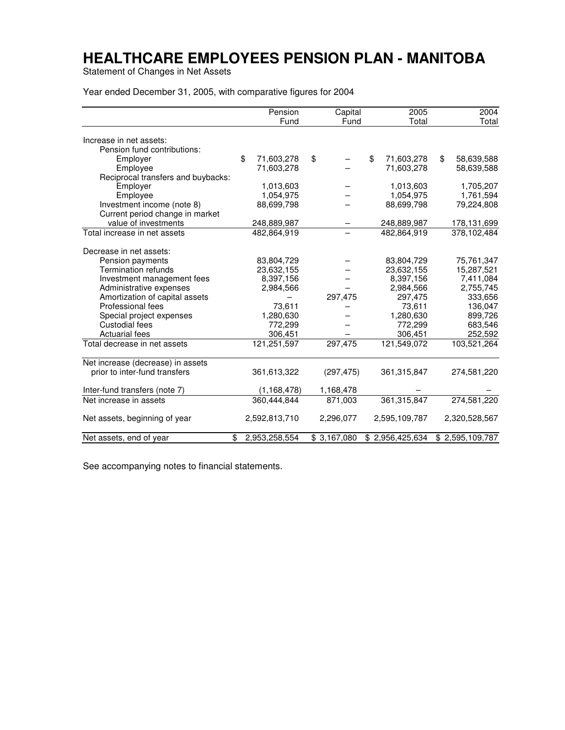# HEALTHCARE EMPLOYEES PENSION PLAN - MANITOBA

Statement of Changes in Net Assets

Year ended December 31, 2005, with comparative figures for 2004

| | Pension Fund | Capital Fund | 2005 Total | 2004 Total |
|---|---|---|---|---|
| Increase in net assets: | | | | |
| Pension fund contributions: | | | | |
| Employer | $ 71,603,278 | $ – | $ 71,603,278 | $ 58,639,588 |
| Employee | 71,603,278 | – | 71,603,278 | 58,639,588 |
| Reciprocal transfers and buybacks: | | | | |
| Employer | 1,013,603 | – | 1,013,603 | 1,705,207 |
| Employee | 1,054,975 | – | 1,054,975 | 1,761,594 |
| Investment income (note 8) | 88,699,798 | – | 88,699,798 | 79,224,808 |
| Current period change in market value of investments | 248,889,987 | – | 248,889,987 | 178,131,699 |
| Total increase in net assets | 482,864,919 | – | 482,864,919 | 378,102,484 |
| Decrease in net assets: | | | | |
| Pension payments | 83,804,729 | – | 83,804,729 | 75,761,347 |
| Termination refunds | 23,632,155 | – | 23,632,155 | 15,287,521 |
| Investment management fees | 8,397,156 | – | 8,397,156 | 7,411,084 |
| Administrative expenses | 2,984,566 | – | 2,984,566 | 2,755,745 |
| Amortization of capital assets | – | 297,475 | 297,475 | 333,656 |
| Professional fees | 73,611 | – | 73,611 | 136,047 |
| Special project expenses | 1,280,630 | – | 1,280,630 | 899,726 |
| Custodial fees | 772,299 | – | 772,299 | 683,546 |
| Actuarial fees | 306,451 | – | 306,451 | 252,592 |
| Total decrease in net assets | 121,251,597 | 297,475 | 121,549,072 | 103,521,264 |
| Net increase (decrease) in assets prior to inter-fund transfers | 361,613,322 | (297,475) | 361,315,847 | 274,581,220 |
| Inter-fund transfers (note 7) | (1,168,478) | 1,168,478 | – | – |
| Net increase in assets | 360,444,844 | 871,003 | 361,315,847 | 274,581,220 |
| Net assets, beginning of year | 2,592,813,710 | 2,296,077 | 2,595,109,787 | 2,320,528,567 |
| Net assets, end of year | $ 2,953,258,554 | $ 3,167,080 | $ 2,956,425,634 | $ 2,595,109,787 |

See accompanying notes to financial statements.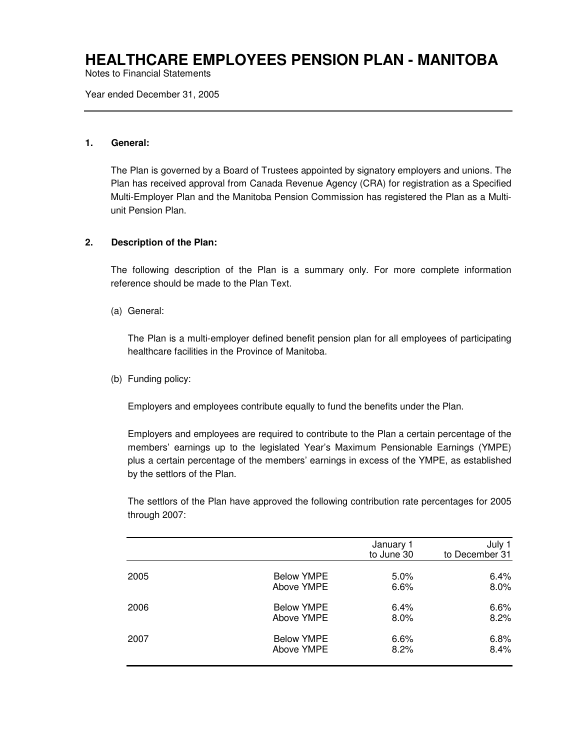# HEALTHCARE EMPLOYEES PENSION PLAN - MANITOBA

Notes to Financial Statements

Year ended December 31, 2005

**1. General:**

The Plan is governed by a Board of Trustees appointed by signatory employers and unions. The Plan has received approval from Canada Revenue Agency (CRA) for registration as a Specified Multi-Employer Plan and the Manitoba Pension Commission has registered the Plan as a Multi-unit Pension Plan.

**2. Description of the Plan:**

The following description of the Plan is a summary only. For more complete information reference should be made to the Plan Text.

(a) General:

The Plan is a multi-employer defined benefit pension plan for all employees of participating healthcare facilities in the Province of Manitoba.

(b) Funding policy:

Employers and employees contribute equally to fund the benefits under the Plan.

Employers and employees are required to contribute to the Plan a certain percentage of the members' earnings up to the legislated Year's Maximum Pensionable Earnings (YMPE) plus a certain percentage of the members' earnings in excess of the YMPE, as established by the settlors of the Plan.

The settlors of the Plan have approved the following contribution rate percentages for 2005 through 2007:

| | | January 1 to June 30 | July 1 to December 31 |
|---|---|---|---|
| 2005 | Below YMPE | 5.0% | 6.4% |
| | Above YMPE | 6.6% | 8.0% |
| 2006 | Below YMPE | 6.4% | 6.6% |
| | Above YMPE | 8.0% | 8.2% |
| 2007 | Below YMPE | 6.6% | 6.8% |
| | Above YMPE | 8.2% | 8.4% |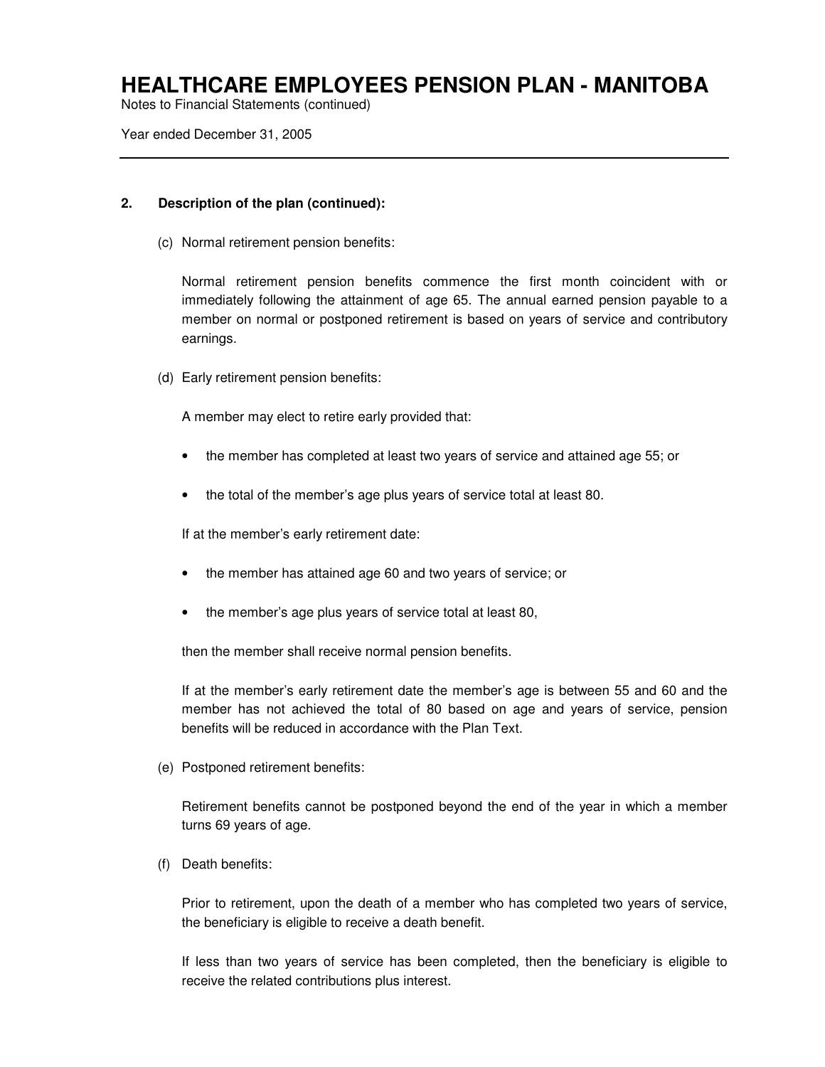## 2. Description of the plan (continued):

(c) Normal retirement pension benefits:

Normal retirement pension benefits commence the first month coincident with or immediately following the attainment of age 65. The annual earned pension payable to a member on normal or postponed retirement is based on years of service and contributory earnings.

(d) Early retirement pension benefits:

A member may elect to retire early provided that:

- the member has completed at least two years of service and attained age 55; or
- the total of the member's age plus years of service total at least 80.

If at the member's early retirement date:

- the member has attained age 60 and two years of service; or
- the member's age plus years of service total at least 80,

then the member shall receive normal pension benefits.

If at the member's early retirement date the member's age is between 55 and 60 and the member has not achieved the total of 80 based on age and years of service, pension benefits will be reduced in accordance with the Plan Text.

(e) Postponed retirement benefits:

Retirement benefits cannot be postponed beyond the end of the year in which a member turns 69 years of age.

(f) Death benefits:

Prior to retirement, upon the death of a member who has completed two years of service, the beneficiary is eligible to receive a death benefit.

If less than two years of service has been completed, then the beneficiary is eligible to receive the related contributions plus interest.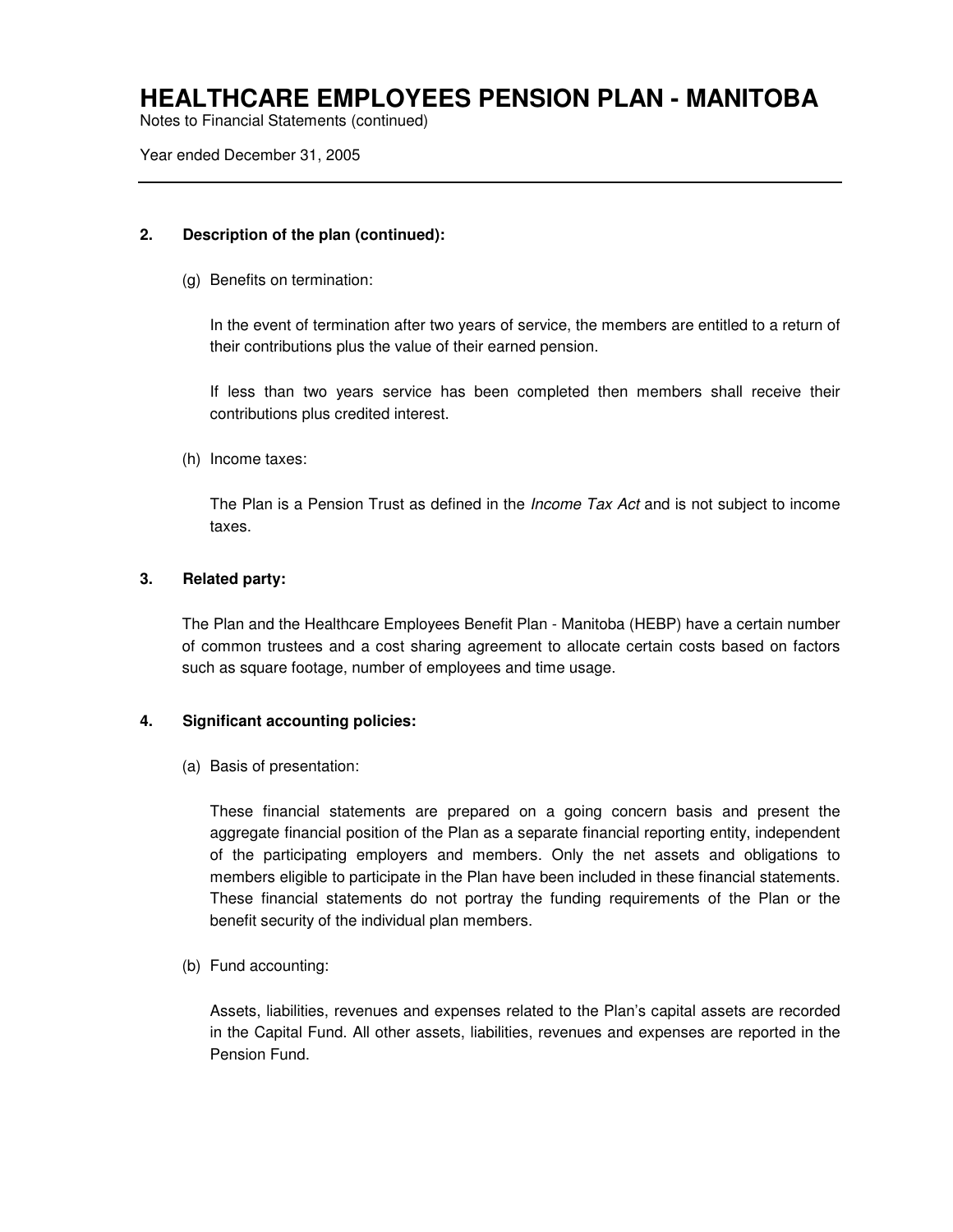## 2. Description of the plan (continued):

(g) Benefits on termination:

In the event of termination after two years of service, the members are entitled to a return of their contributions plus the value of their earned pension.

If less than two years service has been completed then members shall receive their contributions plus credited interest.

(h) Income taxes:

The Plan is a Pension Trust as defined in the *Income Tax Act* and is not subject to income taxes.

## 3. Related party:

The Plan and the Healthcare Employees Benefit Plan - Manitoba (HEBP) have a certain number of common trustees and a cost sharing agreement to allocate certain costs based on factors such as square footage, number of employees and time usage.

## 4. Significant accounting policies:

(a) Basis of presentation:

These financial statements are prepared on a going concern basis and present the aggregate financial position of the Plan as a separate financial reporting entity, independent of the participating employers and members. Only the net assets and obligations to members eligible to participate in the Plan have been included in these financial statements. These financial statements do not portray the funding requirements of the Plan or the benefit security of the individual plan members.

(b) Fund accounting:

Assets, liabilities, revenues and expenses related to the Plan's capital assets are recorded in the Capital Fund. All other assets, liabilities, revenues and expenses are reported in the Pension Fund.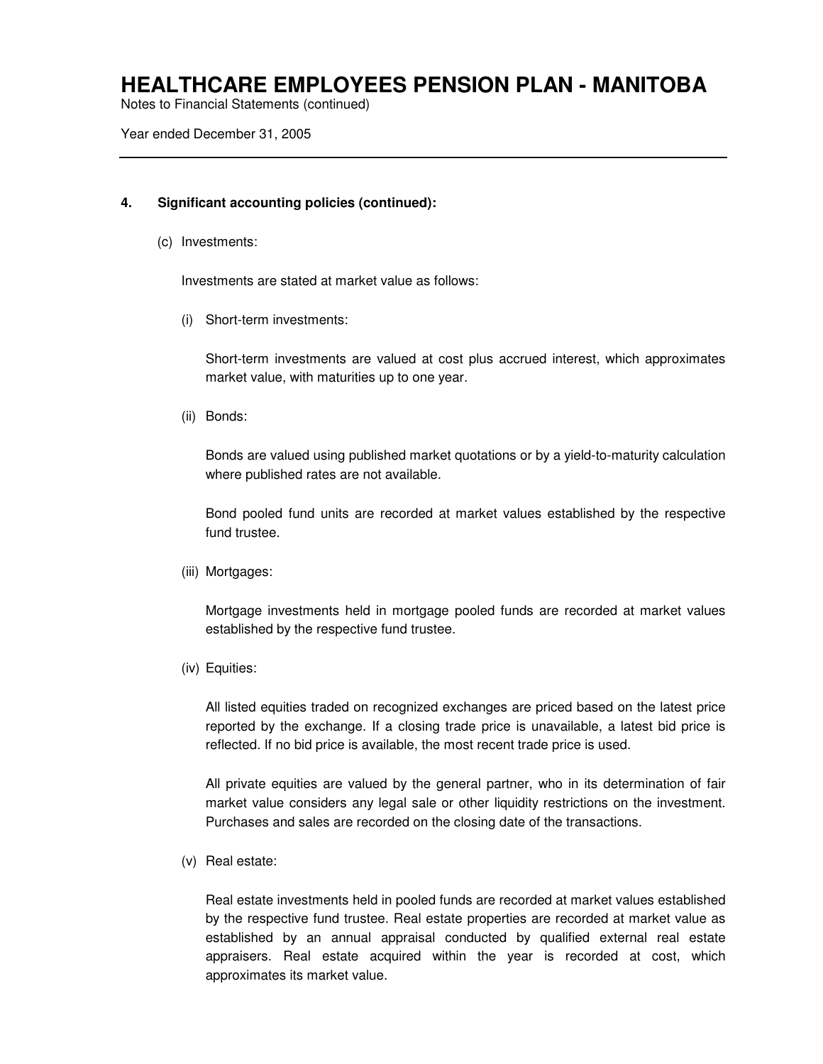## 4. Significant accounting policies (continued):

(c) Investments:

Investments are stated at market value as follows:

(i) Short-term investments:

Short-term investments are valued at cost plus accrued interest, which approximates market value, with maturities up to one year.

(ii) Bonds:

Bonds are valued using published market quotations or by a yield-to-maturity calculation where published rates are not available.

Bond pooled fund units are recorded at market values established by the respective fund trustee.

(iii) Mortgages:

Mortgage investments held in mortgage pooled funds are recorded at market values established by the respective fund trustee.

(iv) Equities:

All listed equities traded on recognized exchanges are priced based on the latest price reported by the exchange. If a closing trade price is unavailable, a latest bid price is reflected. If no bid price is available, the most recent trade price is used.

All private equities are valued by the general partner, who in its determination of fair market value considers any legal sale or other liquidity restrictions on the investment. Purchases and sales are recorded on the closing date of the transactions.

(v) Real estate:

Real estate investments held in pooled funds are recorded at market values established by the respective fund trustee. Real estate properties are recorded at market value as established by an annual appraisal conducted by qualified external real estate appraisers. Real estate acquired within the year is recorded at cost, which approximates its market value.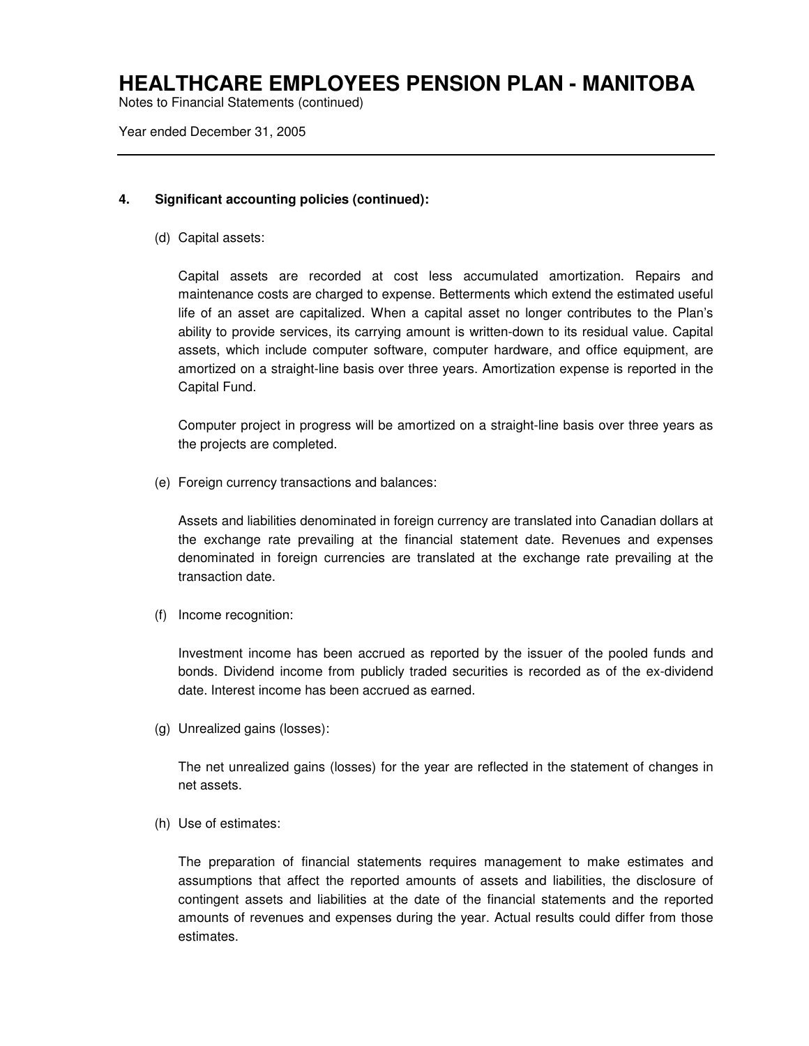## 4. Significant accounting policies (continued):

(d) Capital assets:

Capital assets are recorded at cost less accumulated amortization. Repairs and maintenance costs are charged to expense. Betterments which extend the estimated useful life of an asset are capitalized. When a capital asset no longer contributes to the Plan's ability to provide services, its carrying amount is written-down to its residual value. Capital assets, which include computer software, computer hardware, and office equipment, are amortized on a straight-line basis over three years. Amortization expense is reported in the Capital Fund.

Computer project in progress will be amortized on a straight-line basis over three years as the projects are completed.

(e) Foreign currency transactions and balances:

Assets and liabilities denominated in foreign currency are translated into Canadian dollars at the exchange rate prevailing at the financial statement date. Revenues and expenses denominated in foreign currencies are translated at the exchange rate prevailing at the transaction date.

(f) Income recognition:

Investment income has been accrued as reported by the issuer of the pooled funds and bonds. Dividend income from publicly traded securities is recorded as of the ex-dividend date. Interest income has been accrued as earned.

(g) Unrealized gains (losses):

The net unrealized gains (losses) for the year are reflected in the statement of changes in net assets.

(h) Use of estimates:

The preparation of financial statements requires management to make estimates and assumptions that affect the reported amounts of assets and liabilities, the disclosure of contingent assets and liabilities at the date of the financial statements and the reported amounts of revenues and expenses during the year. Actual results could differ from those estimates.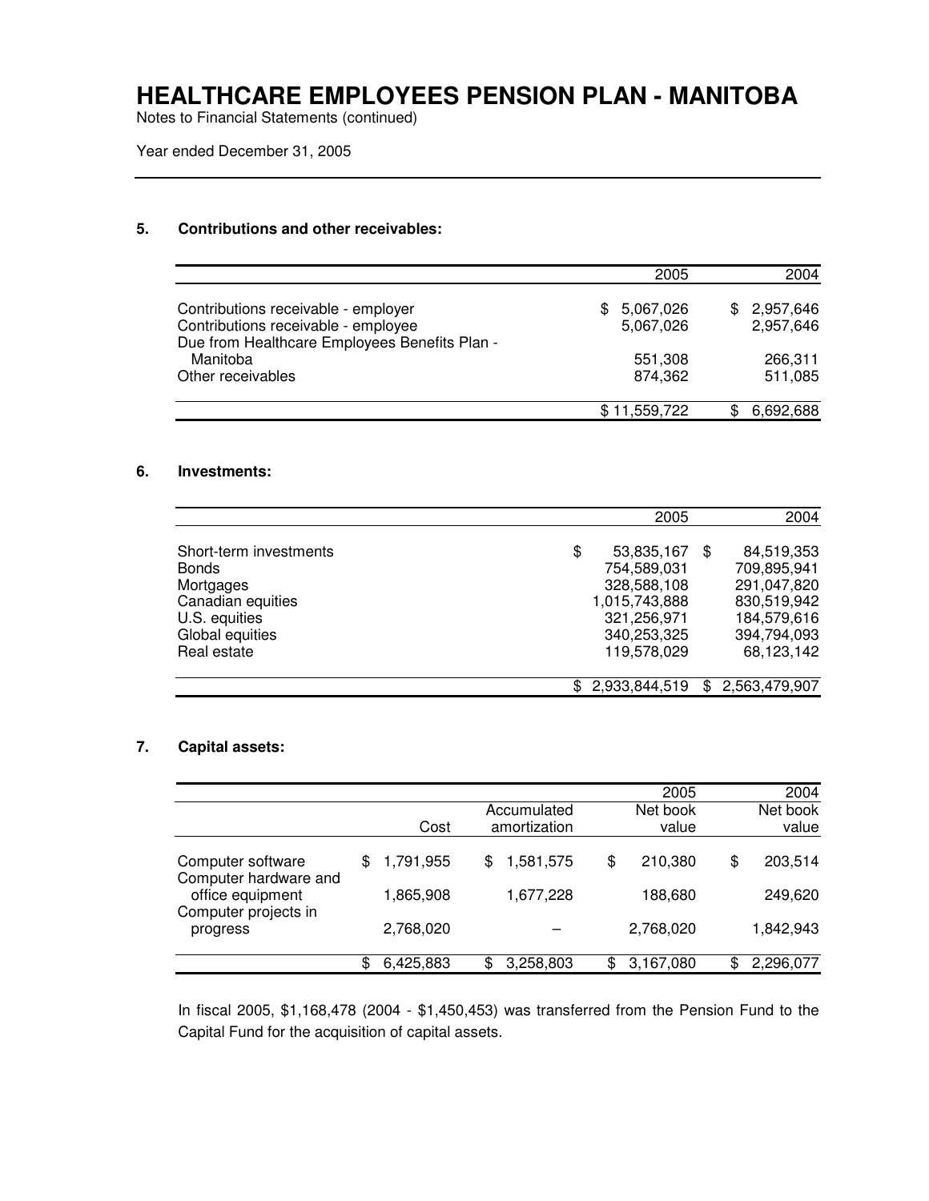# HEALTHCARE EMPLOYEES PENSION PLAN - MANITOBA

Notes to Financial Statements (continued)

Year ended December 31, 2005

## 5. Contributions and other receivables:

| | 2005 | 2004 |
|---|---:|---:|
| Contributions receivable - employer | $ 5,067,026 | $ 2,957,646 |
| Contributions receivable - employee | 5,067,026 | 2,957,646 |
| Due from Healthcare Employees Benefits Plan - Manitoba | 551,308 | 266,311 |
| Other receivables | 874,362 | 511,085 |
| | $ 11,559,722 | $ 6,692,688 |

## 6. Investments:

| | 2005 | 2004 |
|---|---:|---:|
| Short-term investments | $ 53,835,167 | $ 84,519,353 |
| Bonds | 754,589,031 | 709,895,941 |
| Mortgages | 328,588,108 | 291,047,820 |
| Canadian equities | 1,015,743,888 | 830,519,942 |
| U.S. equities | 321,256,971 | 184,579,616 |
| Global equities | 340,253,325 | 394,794,093 |
| Real estate | 119,578,029 | 68,123,142 |
| | $ 2,933,844,519 | $ 2,563,479,907 |

## 7. Capital assets:

| | | | 2005 | 2004 |
|---|---:|---:|---:|---:|
| | Cost | Accumulated amortization | Net book value | Net book value |
| Computer software | $ 1,791,955 | $ 1,581,575 | $ 210,380 | $ 203,514 |
| Computer hardware and office equipment | 1,865,908 | 1,677,228 | 188,680 | 249,620 |
| Computer projects in progress | 2,768,020 | – | 2,768,020 | 1,842,943 |
| | $ 6,425,883 | $ 3,258,803 | $ 3,167,080 | $ 2,296,077 |

In fiscal 2005, $1,168,478 (2004 - $1,450,453) was transferred from the Pension Fund to the Capital Fund for the acquisition of capital assets.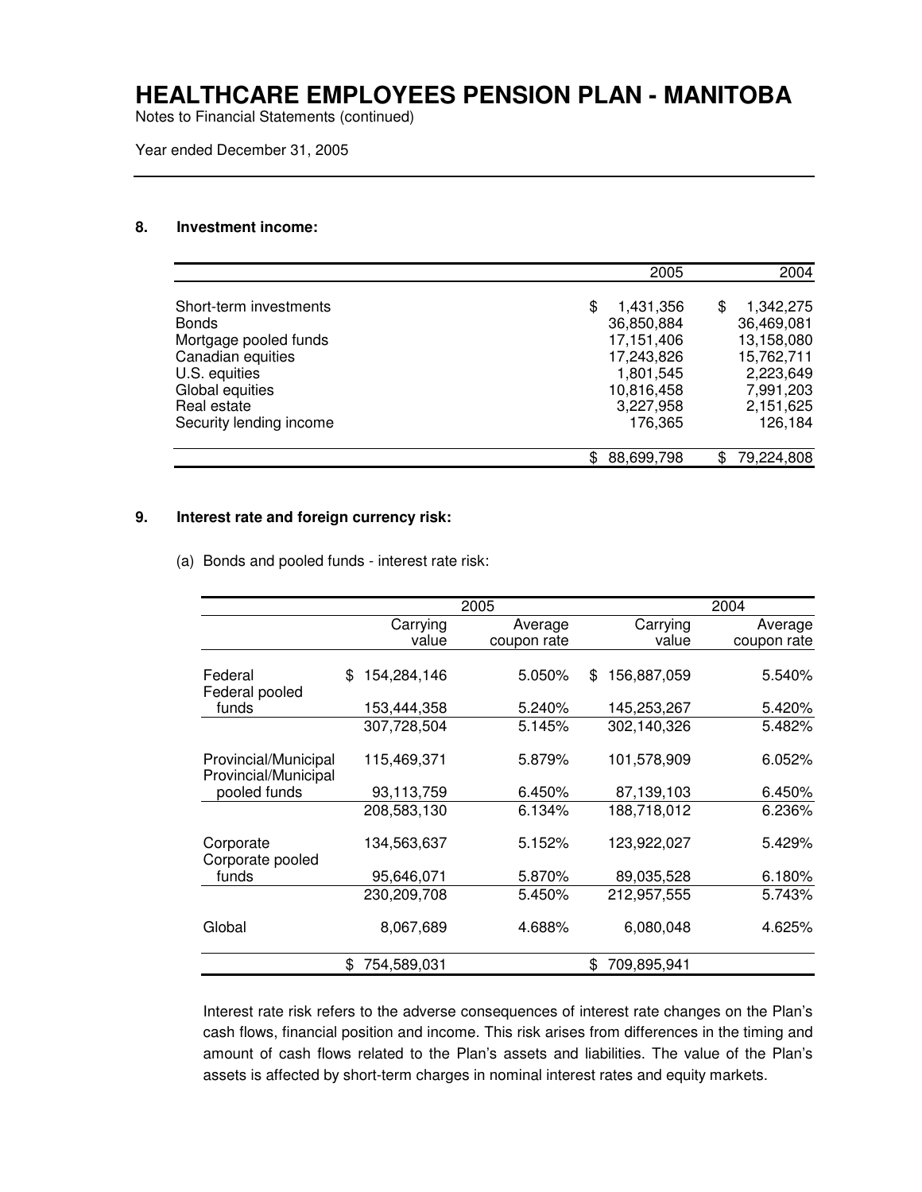# HEALTHCARE EMPLOYEES PENSION PLAN - MANITOBA

Notes to Financial Statements (continued)

Year ended December 31, 2005

## 8. Investment income:

| | 2005 | 2004 |
|---|---|---|
| Short-term investments | $ 1,431,356 | $ 1,342,275 |
| Bonds | 36,850,884 | 36,469,081 |
| Mortgage pooled funds | 17,151,406 | 13,158,080 |
| Canadian equities | 17,243,826 | 15,762,711 |
| U.S. equities | 1,801,545 | 2,223,649 |
| Global equities | 10,816,458 | 7,991,203 |
| Real estate | 3,227,958 | 2,151,625 |
| Security lending income | 176,365 | 126,184 |
| | $ 88,699,798 | $ 79,224,808 |

## 9. Interest rate and foreign currency risk:

(a) Bonds and pooled funds - interest rate risk:

| | 2005 | | 2004 | |
|---|---|---|---|---|
| | Carrying value | Average coupon rate | Carrying value | Average coupon rate |
| Federal | $ 154,284,146 | 5.050% | $ 156,887,059 | 5.540% |
| Federal pooled funds | 153,444,358 | 5.240% | 145,253,267 | 5.420% |
| | 307,728,504 | 5.145% | 302,140,326 | 5.482% |
| Provincial/Municipal | 115,469,371 | 5.879% | 101,578,909 | 6.052% |
| Provincial/Municipal pooled funds | 93,113,759 | 6.450% | 87,139,103 | 6.450% |
| | 208,583,130 | 6.134% | 188,718,012 | 6.236% |
| Corporate | 134,563,637 | 5.152% | 123,922,027 | 5.429% |
| Corporate pooled funds | 95,646,071 | 5.870% | 89,035,528 | 6.180% |
| | 230,209,708 | 5.450% | 212,957,555 | 5.743% |
| Global | 8,067,689 | 4.688% | 6,080,048 | 4.625% |
| | $ 754,589,031 | | $ 709,895,941 | |

Interest rate risk refers to the adverse consequences of interest rate changes on the Plan's cash flows, financial position and income. This risk arises from differences in the timing and amount of cash flows related to the Plan's assets and liabilities. The value of the Plan's assets is affected by short-term charges in nominal interest rates and equity markets.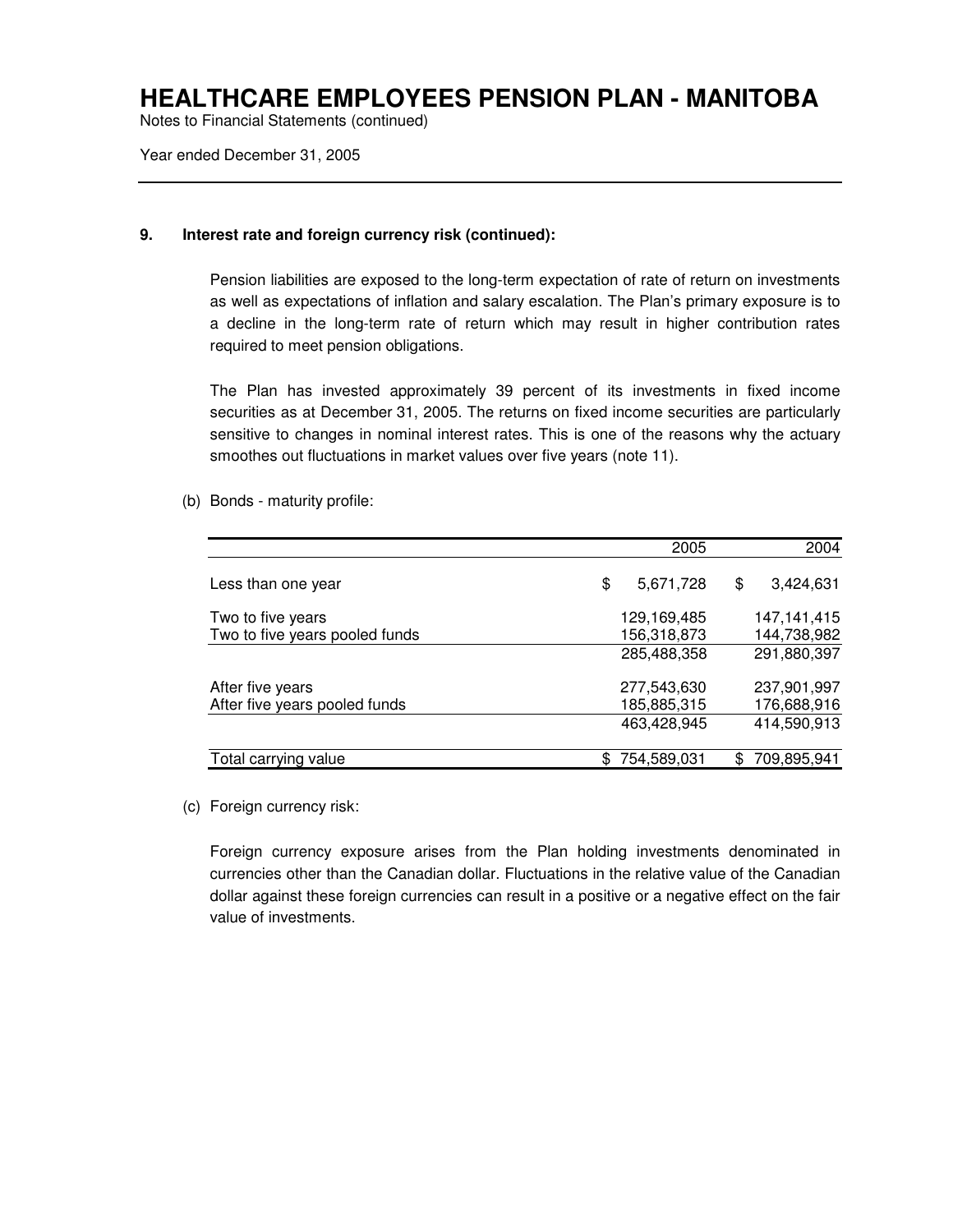# HEALTHCARE EMPLOYEES PENSION PLAN - MANITOBA

Notes to Financial Statements (continued)

Year ended December 31, 2005

### 9. Interest rate and foreign currency risk (continued):

Pension liabilities are exposed to the long-term expectation of rate of return on investments as well as expectations of inflation and salary escalation. The Plan's primary exposure is to a decline in the long-term rate of return which may result in higher contribution rates required to meet pension obligations.

The Plan has invested approximately 39 percent of its investments in fixed income securities as at December 31, 2005. The returns on fixed income securities are particularly sensitive to changes in nominal interest rates. This is one of the reasons why the actuary smoothes out fluctuations in market values over five years (note 11).

(b) Bonds - maturity profile:

| | 2005 | 2004 |
|---|---|---|
| Less than one year | $ 5,671,728 | $ 3,424,631 |
| Two to five years | 129,169,485 | 147,141,415 |
| Two to five years pooled funds | 156,318,873 | 144,738,982 |
| | 285,488,358 | 291,880,397 |
| After five years | 277,543,630 | 237,901,997 |
| After five years pooled funds | 185,885,315 | 176,688,916 |
| | 463,428,945 | 414,590,913 |
| Total carrying value | $ 754,589,031 | $ 709,895,941 |

(c) Foreign currency risk:

Foreign currency exposure arises from the Plan holding investments denominated in currencies other than the Canadian dollar. Fluctuations in the relative value of the Canadian dollar against these foreign currencies can result in a positive or a negative effect on the fair value of investments.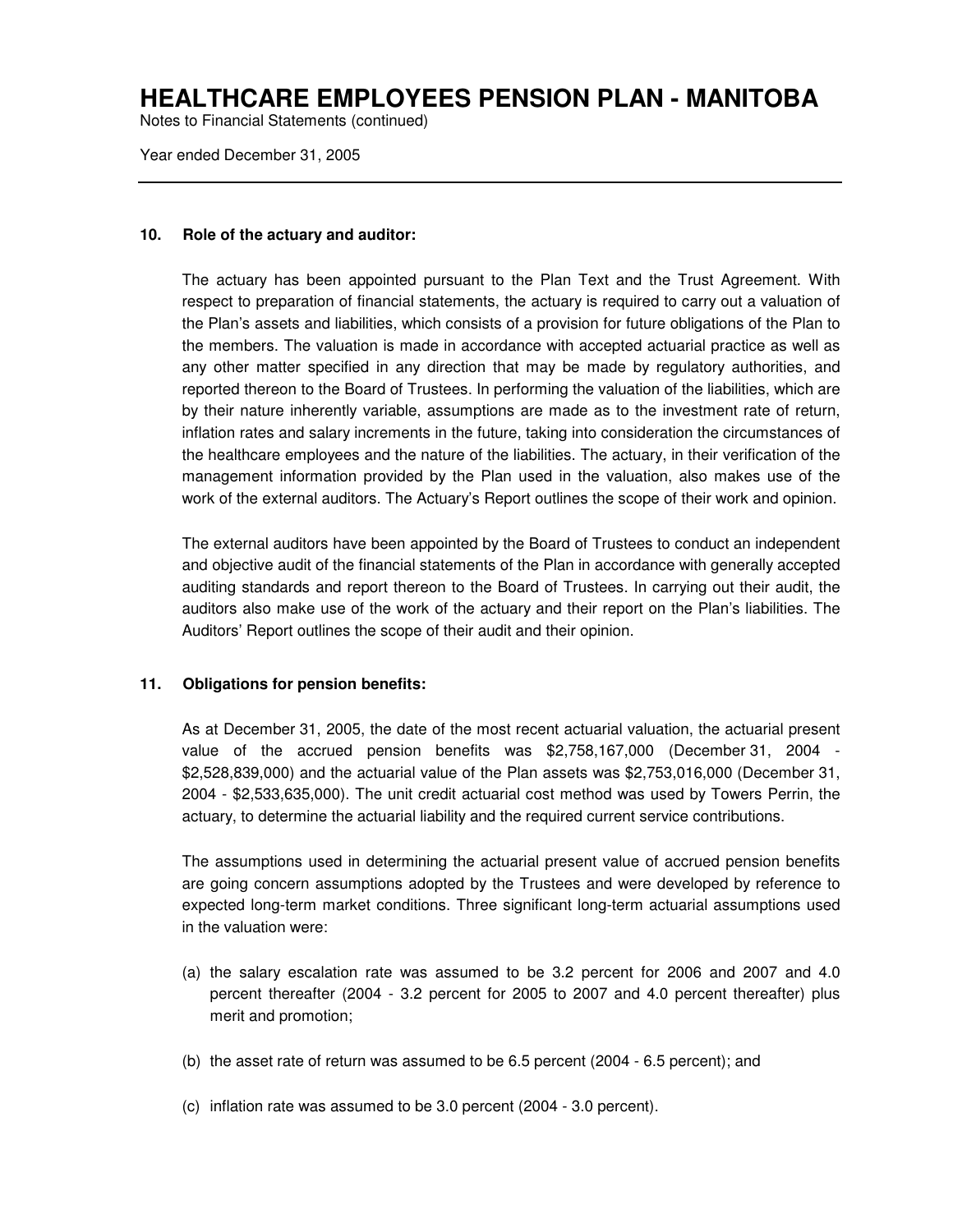# HEALTHCARE EMPLOYEES PENSION PLAN - MANITOBA

Notes to Financial Statements (continued)

Year ended December 31, 2005

## 10. Role of the actuary and auditor:

The actuary has been appointed pursuant to the Plan Text and the Trust Agreement. With respect to preparation of financial statements, the actuary is required to carry out a valuation of the Plan's assets and liabilities, which consists of a provision for future obligations of the Plan to the members. The valuation is made in accordance with accepted actuarial practice as well as any other matter specified in any direction that may be made by regulatory authorities, and reported thereon to the Board of Trustees. In performing the valuation of the liabilities, which are by their nature inherently variable, assumptions are made as to the investment rate of return, inflation rates and salary increments in the future, taking into consideration the circumstances of the healthcare employees and the nature of the liabilities. The actuary, in their verification of the management information provided by the Plan used in the valuation, also makes use of the work of the external auditors. The Actuary's Report outlines the scope of their work and opinion.

The external auditors have been appointed by the Board of Trustees to conduct an independent and objective audit of the financial statements of the Plan in accordance with generally accepted auditing standards and report thereon to the Board of Trustees. In carrying out their audit, the auditors also make use of the work of the actuary and their report on the Plan's liabilities. The Auditors' Report outlines the scope of their audit and their opinion.

## 11. Obligations for pension benefits:

As at December 31, 2005, the date of the most recent actuarial valuation, the actuarial present value of the accrued pension benefits was $2,758,167,000 (December 31, 2004 - $2,528,839,000) and the actuarial value of the Plan assets was $2,753,016,000 (December 31, 2004 - $2,533,635,000). The unit credit actuarial cost method was used by Towers Perrin, the actuary, to determine the actuarial liability and the required current service contributions.

The assumptions used in determining the actuarial present value of accrued pension benefits are going concern assumptions adopted by the Trustees and were developed by reference to expected long-term market conditions. Three significant long-term actuarial assumptions used in the valuation were:

(a) the salary escalation rate was assumed to be 3.2 percent for 2006 and 2007 and 4.0 percent thereafter (2004 - 3.2 percent for 2005 to 2007 and 4.0 percent thereafter) plus merit and promotion;

(b) the asset rate of return was assumed to be 6.5 percent (2004 - 6.5 percent); and

(c) inflation rate was assumed to be 3.0 percent (2004 - 3.0 percent).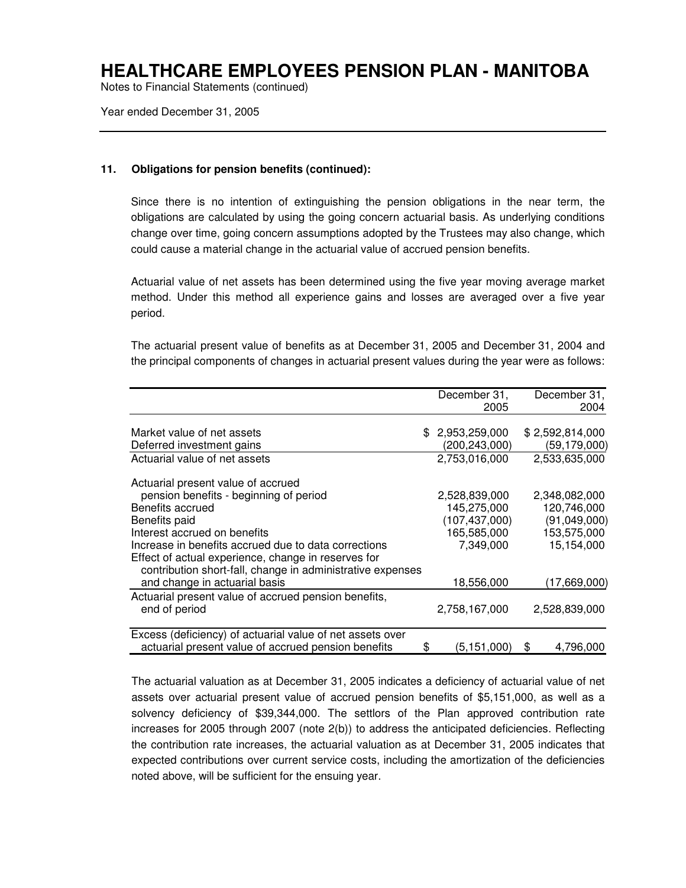#### 11. Obligations for pension benefits (continued):

Since there is no intention of extinguishing the pension obligations in the near term, the obligations are calculated by using the going concern actuarial basis. As underlying conditions change over time, going concern assumptions adopted by the Trustees may also change, which could cause a material change in the actuarial value of accrued pension benefits.

Actuarial value of net assets has been determined using the five year moving average market method. Under this method all experience gains and losses are averaged over a five year period.

The actuarial present value of benefits as at December 31, 2005 and December 31, 2004 and the principal components of changes in actuarial present values during the year were as follows:

| | December 31, 2005 | December 31, 2004 |
|---|---|---|
| Market value of net assets | $ 2,953,259,000 | $ 2,592,814,000 |
| Deferred investment gains | (200,243,000) | (59,179,000) |
| Actuarial value of net assets | 2,753,016,000 | 2,533,635,000 |
| Actuarial present value of accrued pension benefits - beginning of period | 2,528,839,000 | 2,348,082,000 |
| Benefits accrued | 145,275,000 | 120,746,000 |
| Benefits paid | (107,437,000) | (91,049,000) |
| Interest accrued on benefits | 165,585,000 | 153,575,000 |
| Increase in benefits accrued due to data corrections | 7,349,000 | 15,154,000 |
| Effect of actual experience, change in reserves for contribution short-fall, change in administrative expenses and change in actuarial basis | 18,556,000 | (17,669,000) |
| Actuarial present value of accrued pension benefits, end of period | 2,758,167,000 | 2,528,839,000 |
| Excess (deficiency) of actuarial value of net assets over actuarial present value of accrued pension benefits | $ (5,151,000) | $ 4,796,000 |

The actuarial valuation as at December 31, 2005 indicates a deficiency of actuarial value of net assets over actuarial present value of accrued pension benefits of $5,151,000, as well as a solvency deficiency of $39,344,000. The settlors of the Plan approved contribution rate increases for 2005 through 2007 (note 2(b)) to address the anticipated deficiencies. Reflecting the contribution rate increases, the actuarial valuation as at December 31, 2005 indicates that expected contributions over current service costs, including the amortization of the deficiencies noted above, will be sufficient for the ensuing year.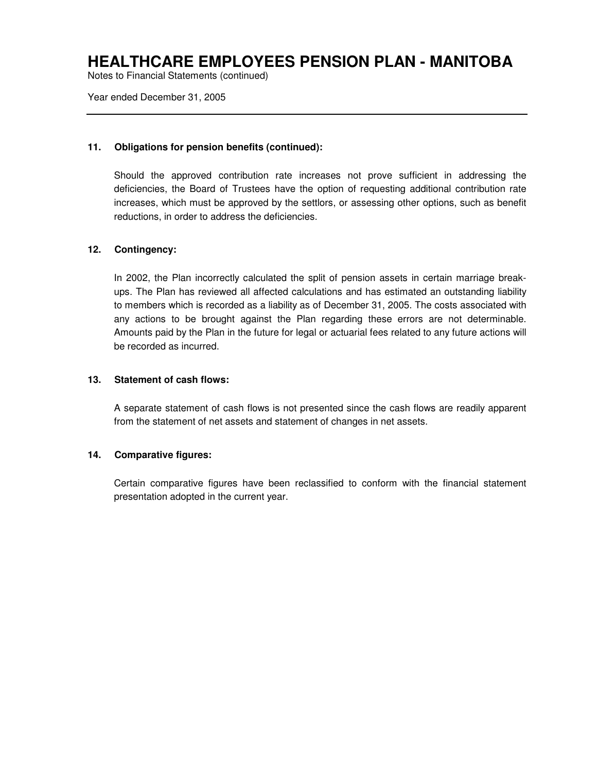# HEALTHCARE EMPLOYEES PENSION PLAN - MANITOBA

Notes to Financial Statements (continued)

Year ended December 31, 2005

---

### 11. Obligations for pension benefits (continued):

Should the approved contribution rate increases not prove sufficient in addressing the deficiencies, the Board of Trustees have the option of requesting additional contribution rate increases, which must be approved by the settlors, or assessing other options, such as benefit reductions, in order to address the deficiencies.

### 12. Contingency:

In 2002, the Plan incorrectly calculated the split of pension assets in certain marriage break-ups. The Plan has reviewed all affected calculations and has estimated an outstanding liability to members which is recorded as a liability as of December 31, 2005. The costs associated with any actions to be brought against the Plan regarding these errors are not determinable. Amounts paid by the Plan in the future for legal or actuarial fees related to any future actions will be recorded as incurred.

### 13. Statement of cash flows:

A separate statement of cash flows is not presented since the cash flows are readily apparent from the statement of net assets and statement of changes in net assets.

### 14. Comparative figures:

Certain comparative figures have been reclassified to conform with the financial statement presentation adopted in the current year.